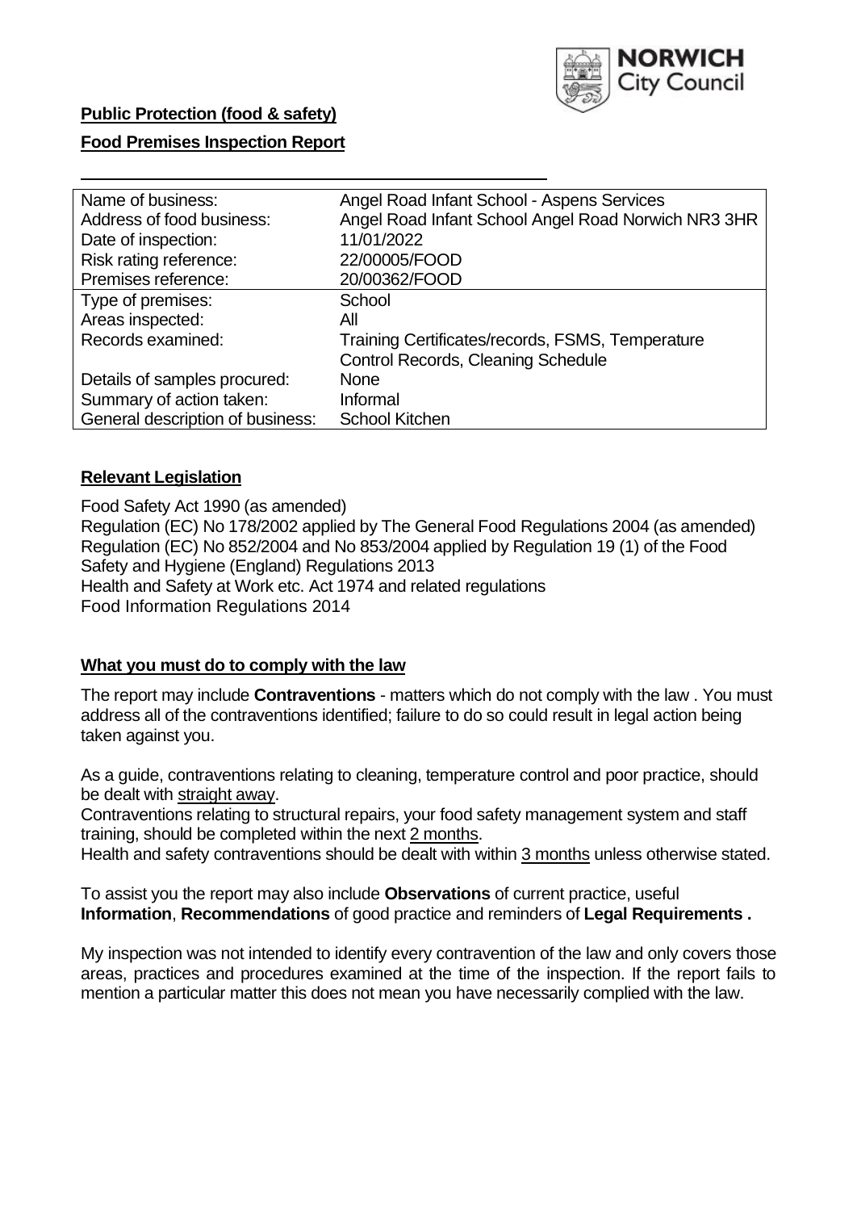NORWICH City Council

**Public Protection (food & safety)**

**Food Premises Inspection Report**

| | |
|---|---|
| Name of business: | Angel Road Infant School - Aspens Services |
| Address of food business: | Angel Road Infant School Angel Road Norwich NR3 3HR |
| Date of inspection: | 11/01/2022 |
| Risk rating reference: | 22/00005/FOOD |
| Premises reference: | 20/00362/FOOD |
| Type of premises: | School |
| Areas inspected: | All |
| Records examined: | Training Certificates/records, FSMS, Temperature Control Records, Cleaning Schedule |
| Details of samples procured: | None |
| Summary of action taken: | Informal |
| General description of business: | School Kitchen |

## Relevant Legislation

Food Safety Act 1990 (as amended)
Regulation (EC) No 178/2002 applied by The General Food Regulations 2004 (as amended)
Regulation (EC) No 852/2004 and No 853/2004 applied by Regulation 19 (1) of the Food Safety and Hygiene (England) Regulations 2013
Health and Safety at Work etc. Act 1974 and related regulations
Food Information Regulations 2014

## What you must do to comply with the law

The report may include **Contraventions** - matters which do not comply with the law . You must address all of the contraventions identified; failure to do so could result in legal action being taken against you.

As a guide, contraventions relating to cleaning, temperature control and poor practice, should be dealt with straight away.

Contraventions relating to structural repairs, your food safety management system and staff training, should be completed within the next 2 months.

Health and safety contraventions should be dealt with within 3 months unless otherwise stated.

To assist you the report may also include **Observations** of current practice, useful **Information**, **Recommendations** of good practice and reminders of **Legal Requirements .**

My inspection was not intended to identify every contravention of the law and only covers those areas, practices and procedures examined at the time of the inspection. If the report fails to mention a particular matter this does not mean you have necessarily complied with the law.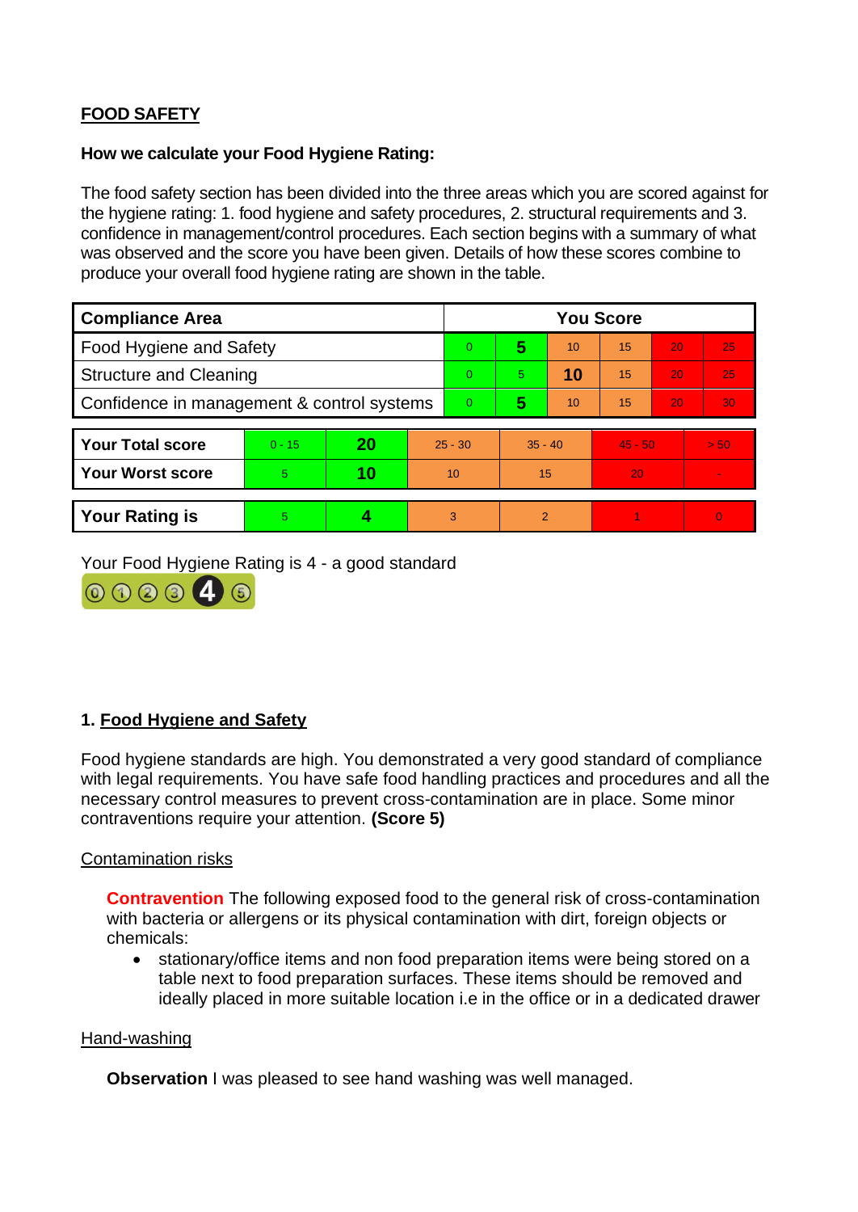## FOOD SAFETY

**How we calculate your Food Hygiene Rating:**

The food safety section has been divided into the three areas which you are scored against for the hygiene rating: 1. food hygiene and safety procedures, 2. structural requirements and 3. confidence in management/control procedures. Each section begins with a summary of what was observed and the score you have been given. Details of how these scores combine to produce your overall food hygiene rating are shown in the table.

| Compliance Area | You Score | | | | | |
|---|---|---|---|---|---|---|
| Food Hygiene and Safety | 0 | **5** | 10 | 15 | 20 | 25 |
| Structure and Cleaning | 0 | 5 | **10** | 15 | 20 | 25 |
| Confidence in management & control systems | 0 | **5** | 10 | 15 | 20 | 30 |

| | | | | | | |
|---|---|---|---|---|---|---|
| **Your Total score** | 0 - 15 | **20** | 25 - 30 | 35 - 40 | 45 - 50 | > 50 |
| **Your Worst score** | 5 | **10** | 10 | 15 | 20 | - |

| | | | | | | |
|---|---|---|---|---|---|---|
| **Your Rating is** | 5 | **4** | 3 | 2 | 1 | 0 |

Your Food Hygiene Rating is 4 - a good standard

### 1. Food Hygiene and Safety

Food hygiene standards are high. You demonstrated a very good standard of compliance with legal requirements. You have safe food handling practices and procedures and all the necessary control measures to prevent cross-contamination are in place. Some minor contraventions require your attention. **(Score 5)**

Contamination risks

**Contravention** The following exposed food to the general risk of cross-contamination with bacteria or allergens or its physical contamination with dirt, foreign objects or chemicals:

- stationary/office items and non food preparation items were being stored on a table next to food preparation surfaces. These items should be removed and ideally placed in more suitable location i.e in the office or in a dedicated drawer

Hand-washing

**Observation** I was pleased to see hand washing was well managed.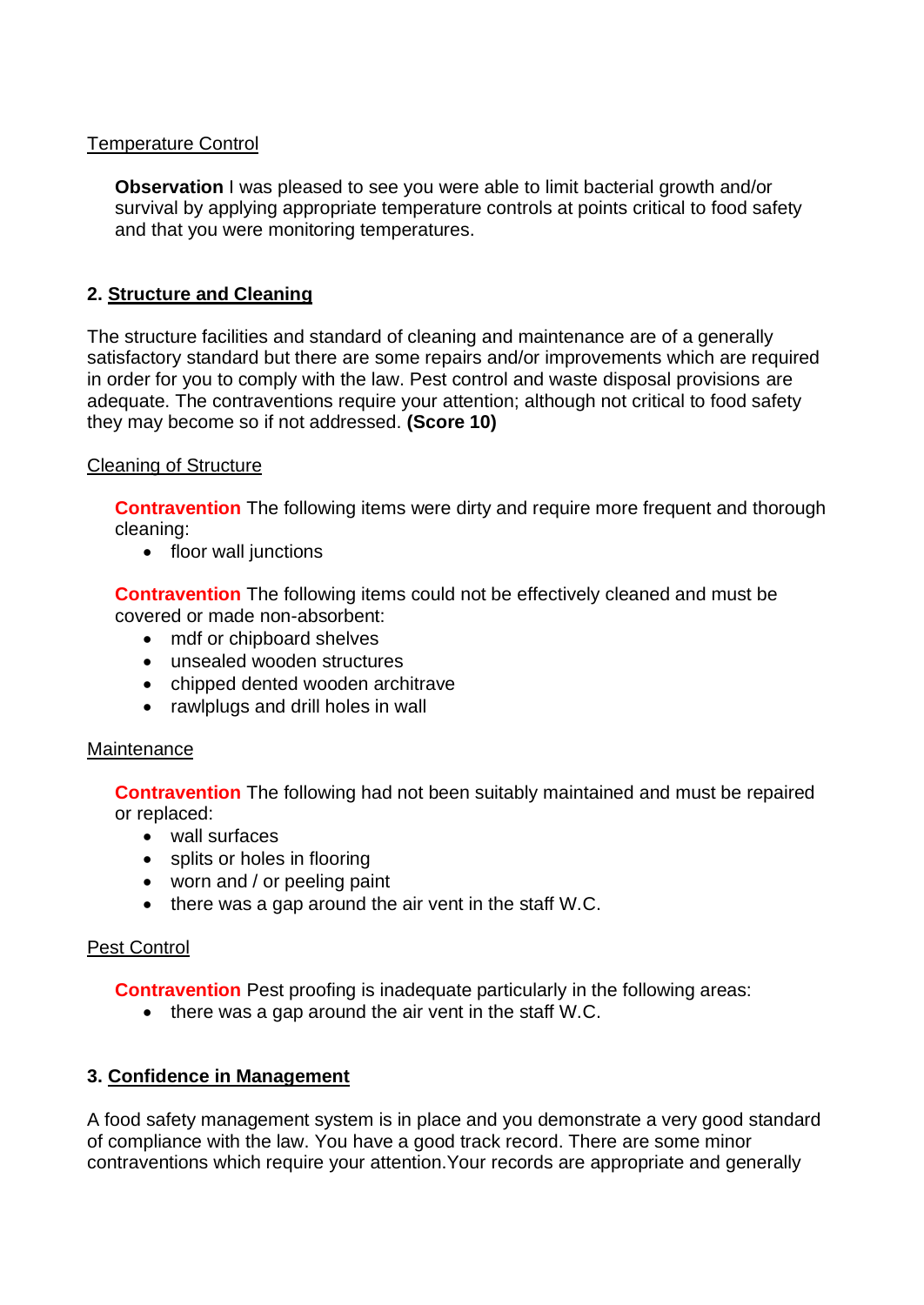Temperature Control

**Observation** I was pleased to see you were able to limit bacterial growth and/or survival by applying appropriate temperature controls at points critical to food safety and that you were monitoring temperatures.

## 2. Structure and Cleaning

The structure facilities and standard of cleaning and maintenance are of a generally satisfactory standard but there are some repairs and/or improvements which are required in order for you to comply with the law. Pest control and waste disposal provisions are adequate. The contraventions require your attention; although not critical to food safety they may become so if not addressed. **(Score 10)**

Cleaning of Structure

**Contravention** The following items were dirty and require more frequent and thorough cleaning:

- floor wall junctions

**Contravention** The following items could not be effectively cleaned and must be covered or made non-absorbent:

- mdf or chipboard shelves
- unsealed wooden structures
- chipped dented wooden architrave
- rawlplugs and drill holes in wall

Maintenance

**Contravention** The following had not been suitably maintained and must be repaired or replaced:

- wall surfaces
- splits or holes in flooring
- worn and / or peeling paint
- there was a gap around the air vent in the staff W.C.

Pest Control

**Contravention** Pest proofing is inadequate particularly in the following areas:

- there was a gap around the air vent in the staff W.C.

## 3. Confidence in Management

A food safety management system is in place and you demonstrate a very good standard of compliance with the law. You have a good track record. There are some minor contraventions which require your attention.Your records are appropriate and generally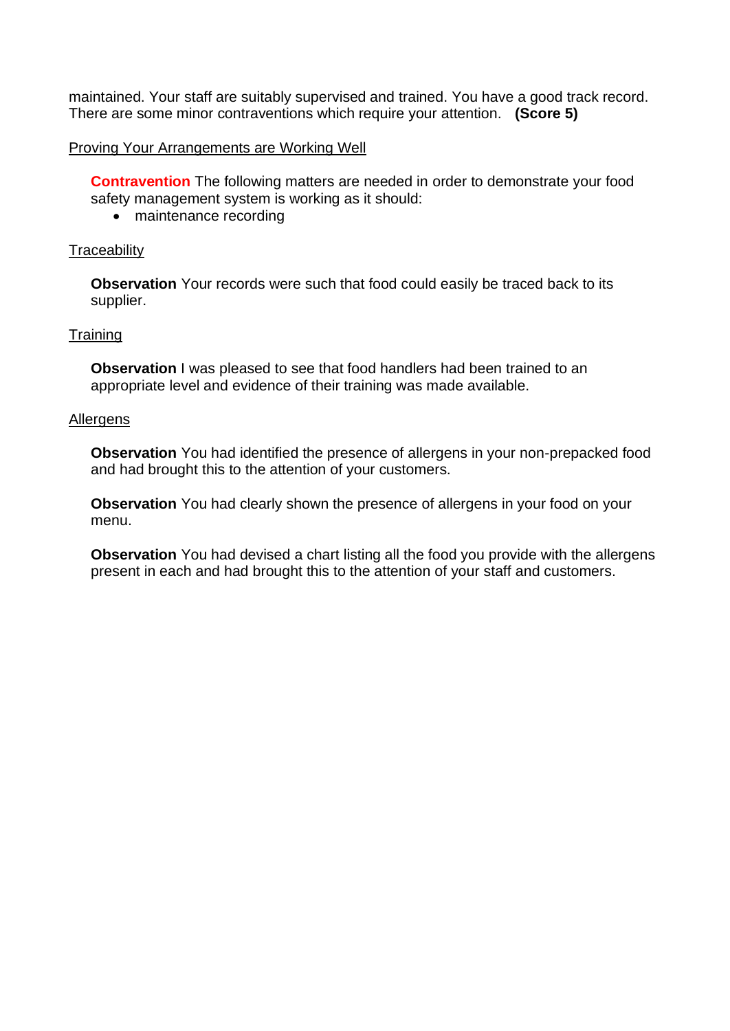maintained. Your staff are suitably supervised and trained. You have a good track record. There are some minor contraventions which require your attention. **(Score 5)**

Proving Your Arrangements are Working Well

**Contravention** The following matters are needed in order to demonstrate your food safety management system is working as it should:

- maintenance recording

Traceability

**Observation** Your records were such that food could easily be traced back to its supplier.

Training

**Observation** I was pleased to see that food handlers had been trained to an appropriate level and evidence of their training was made available.

Allergens

**Observation** You had identified the presence of allergens in your non-prepacked food and had brought this to the attention of your customers.

**Observation** You had clearly shown the presence of allergens in your food on your menu.

**Observation** You had devised a chart listing all the food you provide with the allergens present in each and had brought this to the attention of your staff and customers.